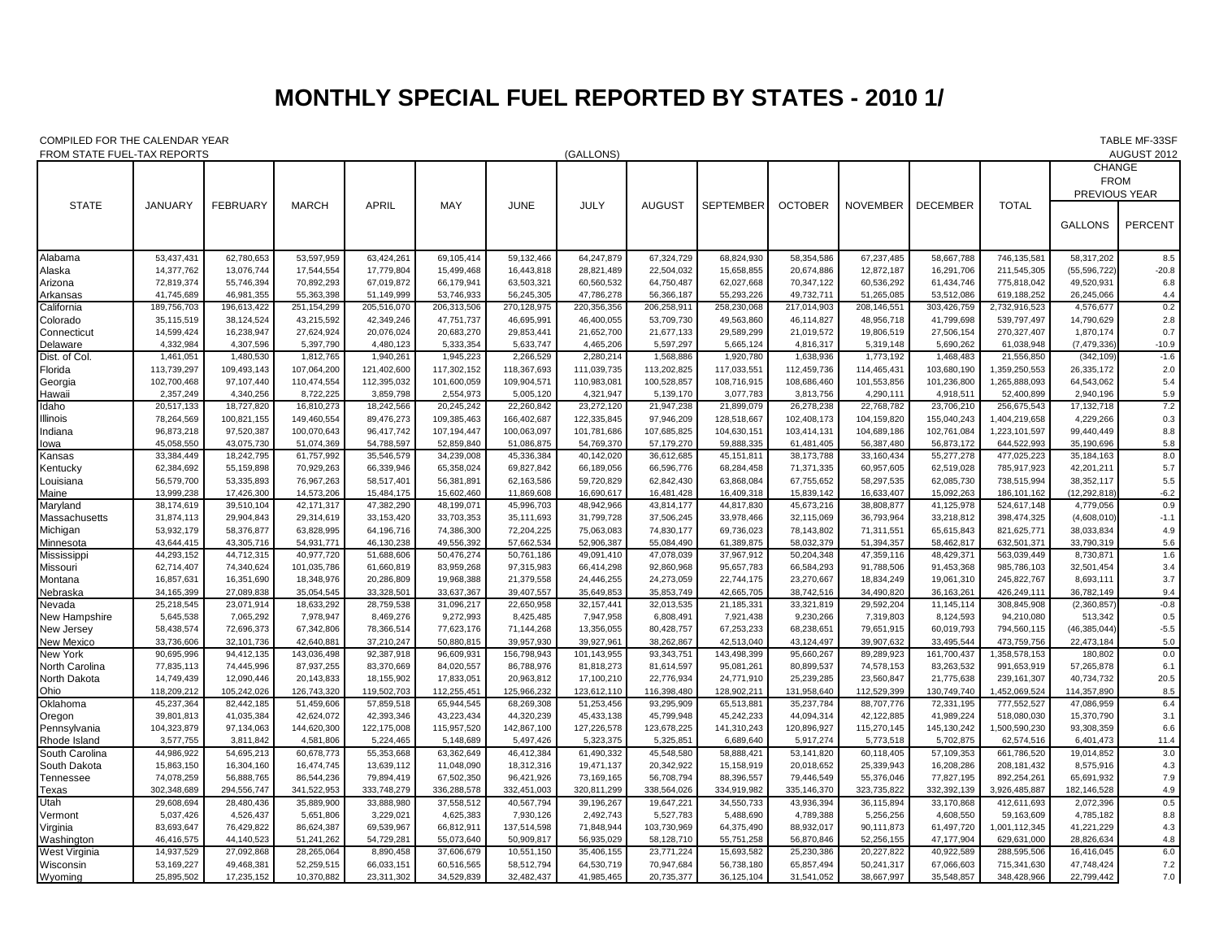# MONTHLY SPECIAL FUEL REPORTED BY STATES - 2010 1/

COMPILED FOR THE CALENDAR YEAR
FROM STATE FUEL-TAX REPORTS

(GALLONS)

TABLE MF-33SF
AUGUST 2012

| STATE | JANUARY | FEBRUARY | MARCH | APRIL | MAY | JUNE | JULY | AUGUST | SEPTEMBER | OCTOBER | NOVEMBER | DECEMBER | TOTAL | CHANGE FROM PREVIOUS YEAR | |
|---|---|---|---|---|---|---|---|---|---|---|---|---|---|---|---|
| | | | | | | | | | | | | | | GALLONS | PERCENT |
| Alabama | 53,437,431 | 62,780,653 | 53,597,959 | 63,424,261 | 69,105,414 | 59,132,466 | 64,247,879 | 67,324,729 | 68,824,930 | 58,354,586 | 67,237,485 | 58,667,788 | 746,135,581 | 58,317,202 | 8.5 |
| Alaska | 14,377,762 | 13,076,744 | 17,544,554 | 17,779,804 | 15,499,468 | 16,443,818 | 28,821,489 | 22,504,032 | 15,658,855 | 20,674,886 | 12,872,187 | 16,291,706 | 211,545,305 | (55,596,722) | -20.8 |
| Arizona | 72,819,374 | 55,746,394 | 70,892,293 | 67,019,872 | 66,179,941 | 63,503,321 | 60,560,532 | 64,750,487 | 62,027,668 | 70,347,122 | 60,536,292 | 61,434,746 | 775,818,042 | 49,520,931 | 6.8 |
| Arkansas | 41,745,689 | 46,981,355 | 55,363,398 | 51,149,999 | 53,746,933 | 56,245,305 | 47,786,278 | 56,366,187 | 55,293,226 | 49,732,711 | 51,265,085 | 53,512,086 | 619,188,252 | 26,245,066 | 4.4 |
| California | 189,756,703 | 196,613,422 | 251,154,299 | 205,516,070 | 206,313,506 | 270,128,975 | 220,356,356 | 206,258,911 | 258,230,068 | 217,014,903 | 208,146,551 | 303,426,759 | 2,732,916,523 | 4,576,677 | 0.2 |
| Colorado | 35,115,519 | 38,124,524 | 43,215,592 | 42,349,246 | 47,751,737 | 46,695,991 | 46,400,055 | 53,709,730 | 49,563,860 | 46,114,827 | 48,956,718 | 41,799,698 | 539,797,497 | 14,790,629 | 2.8 |
| Connecticut | 14,599,424 | 16,238,947 | 27,624,924 | 20,076,024 | 20,683,270 | 29,853,441 | 21,652,700 | 21,677,133 | 29,589,299 | 21,019,572 | 19,806,519 | 27,506,154 | 270,327,407 | 1,870,174 | 0.7 |
| Delaware | 4,332,984 | 4,307,596 | 5,397,790 | 4,480,123 | 5,333,354 | 5,633,747 | 4,465,206 | 5,597,297 | 5,665,124 | 4,816,317 | 5,319,148 | 5,690,262 | 61,038,948 | (7,479,336) | -10.9 |
| Dist. of Col. | 1,461,051 | 1,480,530 | 1,812,765 | 1,940,261 | 1,945,223 | 2,266,529 | 2,280,214 | 1,568,886 | 1,920,780 | 1,638,936 | 1,773,192 | 1,468,483 | 21,556,850 | (342,109) | -1.6 |
| Florida | 113,739,297 | 109,493,143 | 107,064,200 | 121,402,600 | 117,302,152 | 118,367,693 | 111,039,735 | 113,202,825 | 117,033,551 | 112,459,736 | 114,465,431 | 103,680,190 | 1,359,250,553 | 26,335,172 | 2.0 |
| Georgia | 102,700,468 | 97,107,440 | 110,474,554 | 112,395,032 | 101,600,059 | 109,904,571 | 110,983,081 | 100,528,857 | 108,716,915 | 108,686,460 | 101,553,856 | 101,236,800 | 1,265,888,093 | 64,543,062 | 5.4 |
| Hawaii | 2,357,249 | 4,340,256 | 8,722,225 | 3,859,798 | 2,554,973 | 5,005,120 | 4,321,947 | 5,139,170 | 3,077,783 | 3,813,756 | 4,290,111 | 4,918,511 | 52,400,899 | 2,940,196 | 5.9 |
| Idaho | 20,517,133 | 18,727,820 | 16,810,273 | 18,242,566 | 20,245,242 | 22,260,842 | 23,272,120 | 21,947,238 | 21,899,079 | 26,278,238 | 22,768,782 | 23,706,210 | 256,675,543 | 17,132,718 | 7.2 |
| Illinois | 78,264,569 | 100,821,155 | 149,460,554 | 89,476,273 | 109,385,463 | 166,402,687 | 122,335,845 | 97,946,209 | 128,518,667 | 102,408,173 | 104,159,820 | 155,040,243 | 1,404,219,658 | 4,229,266 | 0.3 |
| Indiana | 96,873,218 | 97,520,387 | 100,070,643 | 96,417,742 | 107,194,447 | 100,063,097 | 101,781,686 | 107,685,825 | 104,630,151 | 103,414,131 | 104,689,186 | 102,761,084 | 1,223,101,597 | 99,440,449 | 8.8 |
| Iowa | 45,058,550 | 43,075,730 | 51,074,369 | 54,788,597 | 52,859,840 | 51,086,875 | 54,769,370 | 57,179,270 | 59,888,335 | 61,481,405 | 56,387,480 | 56,873,172 | 644,522,993 | 35,190,696 | 5.8 |
| Kansas | 33,384,449 | 18,242,795 | 61,757,992 | 35,546,579 | 34,239,008 | 45,336,384 | 40,142,020 | 36,612,685 | 45,151,811 | 38,173,788 | 33,160,434 | 55,277,278 | 477,025,223 | 35,184,163 | 8.0 |
| Kentucky | 62,384,692 | 55,159,898 | 70,929,263 | 66,339,946 | 65,358,024 | 69,827,842 | 66,189,056 | 66,596,776 | 68,284,458 | 71,371,335 | 60,957,605 | 62,519,028 | 785,917,923 | 42,201,211 | 5.7 |
| Louisiana | 56,579,700 | 53,335,893 | 76,967,263 | 58,517,401 | 56,381,891 | 62,163,586 | 59,720,829 | 62,842,430 | 63,868,084 | 67,755,652 | 58,297,535 | 62,085,730 | 738,515,994 | 38,352,117 | 5.5 |
| Maine | 13,999,238 | 17,426,300 | 14,573,206 | 15,484,175 | 15,602,460 | 11,869,608 | 16,690,617 | 16,481,428 | 16,409,318 | 15,839,142 | 16,633,407 | 15,092,263 | 186,101,162 | (12,292,818) | -6.2 |
| Maryland | 38,174,619 | 39,510,104 | 42,171,317 | 47,382,290 | 48,199,071 | 45,996,703 | 48,942,966 | 43,814,177 | 44,817,830 | 45,673,216 | 38,808,877 | 41,125,978 | 524,617,148 | 4,779,056 | 0.9 |
| Massachusetts | 31,874,113 | 29,904,843 | 29,314,619 | 33,153,420 | 33,703,353 | 35,111,693 | 31,799,728 | 37,506,245 | 33,978,466 | 32,115,069 | 36,793,964 | 33,218,812 | 398,474,325 | (4,608,010) | -1.1 |
| Michigan | 53,932,179 | 58,376,877 | 63,828,995 | 64,196,716 | 74,386,300 | 72,204,225 | 75,063,083 | 74,830,177 | 69,736,023 | 78,143,802 | 71,311,551 | 65,615,843 | 821,625,771 | 38,033,834 | 4.9 |
| Minnesota | 43,644,415 | 43,305,716 | 54,931,771 | 46,130,238 | 49,556,392 | 57,662,534 | 52,906,387 | 55,084,490 | 61,389,875 | 58,032,379 | 51,394,357 | 58,462,817 | 632,501,371 | 33,790,319 | 5.6 |
| Mississippi | 44,293,152 | 44,712,315 | 40,977,720 | 51,688,606 | 50,476,274 | 50,761,186 | 49,091,410 | 47,078,039 | 37,967,912 | 50,204,348 | 47,359,116 | 48,429,371 | 563,039,449 | 8,730,871 | 1.6 |
| Missouri | 62,714,407 | 74,340,624 | 101,035,786 | 61,660,819 | 83,959,268 | 97,315,983 | 66,414,298 | 92,860,968 | 95,657,783 | 66,584,293 | 91,788,506 | 91,453,368 | 985,786,103 | 32,501,454 | 3.4 |
| Montana | 16,857,631 | 16,351,690 | 18,348,976 | 20,286,809 | 19,968,388 | 21,379,558 | 24,446,255 | 24,273,059 | 22,744,175 | 23,270,667 | 18,834,249 | 19,061,310 | 245,822,767 | 8,693,111 | 3.7 |
| Nebraska | 34,165,399 | 27,089,838 | 35,054,545 | 33,328,501 | 33,637,367 | 39,407,557 | 35,649,853 | 35,853,749 | 42,665,705 | 38,742,516 | 34,490,820 | 36,163,261 | 426,249,111 | 36,782,149 | 9.4 |
| Nevada | 25,218,545 | 23,071,914 | 18,633,292 | 28,759,538 | 31,096,217 | 22,650,958 | 32,157,441 | 32,013,535 | 21,185,331 | 33,321,819 | 29,592,204 | 11,145,114 | 308,845,908 | (2,360,857) | -0.8 |
| New Hampshire | 5,645,538 | 7,065,292 | 7,978,947 | 8,469,276 | 9,272,993 | 8,425,485 | 7,947,958 | 6,808,491 | 7,921,438 | 9,230,266 | 7,319,803 | 8,124,593 | 94,210,080 | 513,342 | 0.5 |
| New Jersey | 58,438,574 | 72,696,373 | 67,342,806 | 78,366,514 | 77,623,176 | 71,144,268 | 13,356,055 | 80,428,757 | 67,253,233 | 68,238,651 | 79,651,915 | 60,019,793 | 794,560,115 | (46,385,044) | -5.5 |
| New Mexico | 33,736,606 | 32,101,736 | 42,640,881 | 37,210,247 | 50,880,815 | 39,957,930 | 39,927,961 | 38,262,867 | 42,513,040 | 43,124,497 | 39,907,632 | 33,495,544 | 473,759,756 | 22,473,184 | 5.0 |
| New York | 90,695,996 | 94,412,135 | 143,036,498 | 92,387,918 | 96,609,931 | 156,798,943 | 101,143,955 | 93,343,751 | 143,498,399 | 95,660,267 | 89,289,923 | 161,700,437 | 1,358,578,153 | 180,802 | 0.0 |
| North Carolina | 77,835,113 | 74,445,996 | 87,937,255 | 83,370,669 | 84,020,557 | 86,788,976 | 81,818,273 | 81,614,597 | 95,081,261 | 80,899,537 | 74,578,153 | 83,263,532 | 991,653,919 | 57,265,878 | 6.1 |
| North Dakota | 14,749,439 | 12,090,446 | 20,143,833 | 18,155,902 | 17,833,051 | 20,963,812 | 17,100,210 | 22,776,934 | 24,771,910 | 25,239,285 | 23,560,847 | 21,775,638 | 239,161,307 | 40,734,732 | 20.5 |
| Ohio | 118,209,212 | 105,242,026 | 126,743,320 | 119,502,703 | 112,255,451 | 125,966,232 | 123,612,110 | 116,398,480 | 128,902,211 | 131,958,640 | 112,529,399 | 130,749,740 | 1,452,069,524 | 114,357,890 | 8.5 |
| Oklahoma | 45,237,364 | 82,442,185 | 51,459,606 | 57,859,518 | 65,944,545 | 68,269,308 | 51,253,456 | 93,295,909 | 65,513,881 | 35,237,784 | 88,707,776 | 72,331,195 | 777,552,527 | 47,086,959 | 6.4 |
| Oregon | 39,801,813 | 41,035,384 | 42,624,072 | 42,393,346 | 43,223,434 | 44,320,239 | 45,433,138 | 45,799,948 | 45,242,233 | 44,094,314 | 42,122,885 | 41,989,224 | 518,080,030 | 15,370,790 | 3.1 |
| Pennsylvania | 104,323,879 | 97,134,063 | 144,620,300 | 122,175,008 | 115,957,520 | 142,867,100 | 127,226,578 | 123,678,225 | 141,310,243 | 120,896,927 | 115,270,145 | 145,130,242 | 1,500,590,230 | 93,308,359 | 6.6 |
| Rhode Island | 3,577,755 | 3,811,842 | 4,581,806 | 5,224,465 | 5,148,689 | 5,497,426 | 5,323,375 | 5,325,851 | 6,689,640 | 5,917,274 | 5,773,518 | 5,702,875 | 62,574,516 | 6,401,473 | 11.4 |
| South Carolina | 44,986,922 | 54,695,213 | 60,678,773 | 55,353,668 | 63,362,649 | 46,412,384 | 61,490,332 | 45,548,580 | 58,888,421 | 53,141,820 | 60,118,405 | 57,109,353 | 661,786,520 | 19,014,852 | 3.0 |
| South Dakota | 15,863,150 | 16,304,160 | 16,474,745 | 13,639,112 | 11,048,090 | 18,312,316 | 19,471,137 | 20,342,922 | 15,158,919 | 20,018,652 | 25,339,943 | 16,208,286 | 208,181,432 | 8,575,916 | 4.3 |
| Tennessee | 74,078,259 | 56,888,765 | 86,544,236 | 79,894,419 | 67,502,350 | 96,421,926 | 73,169,165 | 56,708,794 | 88,396,557 | 79,446,549 | 55,376,046 | 77,827,195 | 892,254,261 | 65,691,932 | 7.9 |
| Texas | 302,348,689 | 294,556,747 | 341,522,953 | 333,748,279 | 336,288,578 | 332,451,003 | 320,811,299 | 338,564,026 | 334,919,982 | 335,146,370 | 323,735,822 | 332,392,139 | 3,926,485,887 | 182,146,528 | 4.9 |
| Utah | 29,608,694 | 28,480,436 | 35,889,900 | 33,888,980 | 37,558,512 | 40,567,794 | 39,196,267 | 19,647,221 | 34,550,733 | 43,936,394 | 36,115,894 | 33,170,868 | 412,611,693 | 2,072,396 | 0.5 |
| Vermont | 5,037,426 | 4,526,437 | 5,651,806 | 3,229,021 | 4,625,383 | 7,930,126 | 2,492,743 | 5,527,783 | 5,488,690 | 4,789,388 | 5,256,256 | 4,608,550 | 59,163,609 | 4,785,182 | 8.8 |
| Virginia | 83,693,647 | 76,429,822 | 86,624,387 | 69,539,967 | 66,812,911 | 137,514,598 | 71,848,944 | 103,730,969 | 64,375,490 | 88,932,017 | 90,111,873 | 61,497,720 | 1,001,112,345 | 41,221,229 | 4.3 |
| Washington | 46,416,575 | 44,140,523 | 51,241,262 | 54,729,281 | 55,073,640 | 50,909,817 | 56,935,029 | 58,128,710 | 55,751,258 | 56,870,846 | 52,256,155 | 47,177,904 | 629,631,000 | 28,826,634 | 4.8 |
| West Virginia | 14,937,529 | 27,092,868 | 28,265,064 | 8,890,458 | 37,606,679 | 10,551,150 | 35,406,155 | 23,771,224 | 15,693,582 | 25,230,386 | 20,227,822 | 40,922,589 | 288,595,506 | 16,416,045 | 6.0 |
| Wisconsin | 53,169,227 | 49,468,381 | 52,259,515 | 66,033,151 | 60,516,565 | 58,512,794 | 64,530,719 | 70,947,684 | 56,738,180 | 65,857,494 | 50,241,317 | 67,066,603 | 715,341,630 | 47,748,424 | 7.2 |
| Wyoming | 25,895,502 | 17,235,152 | 10,370,882 | 23,311,302 | 34,529,839 | 32,482,437 | 41,985,465 | 20,735,377 | 36,125,104 | 31,541,052 | 38,667,997 | 35,548,857 | 348,428,966 | 22,799,442 | 7.0 |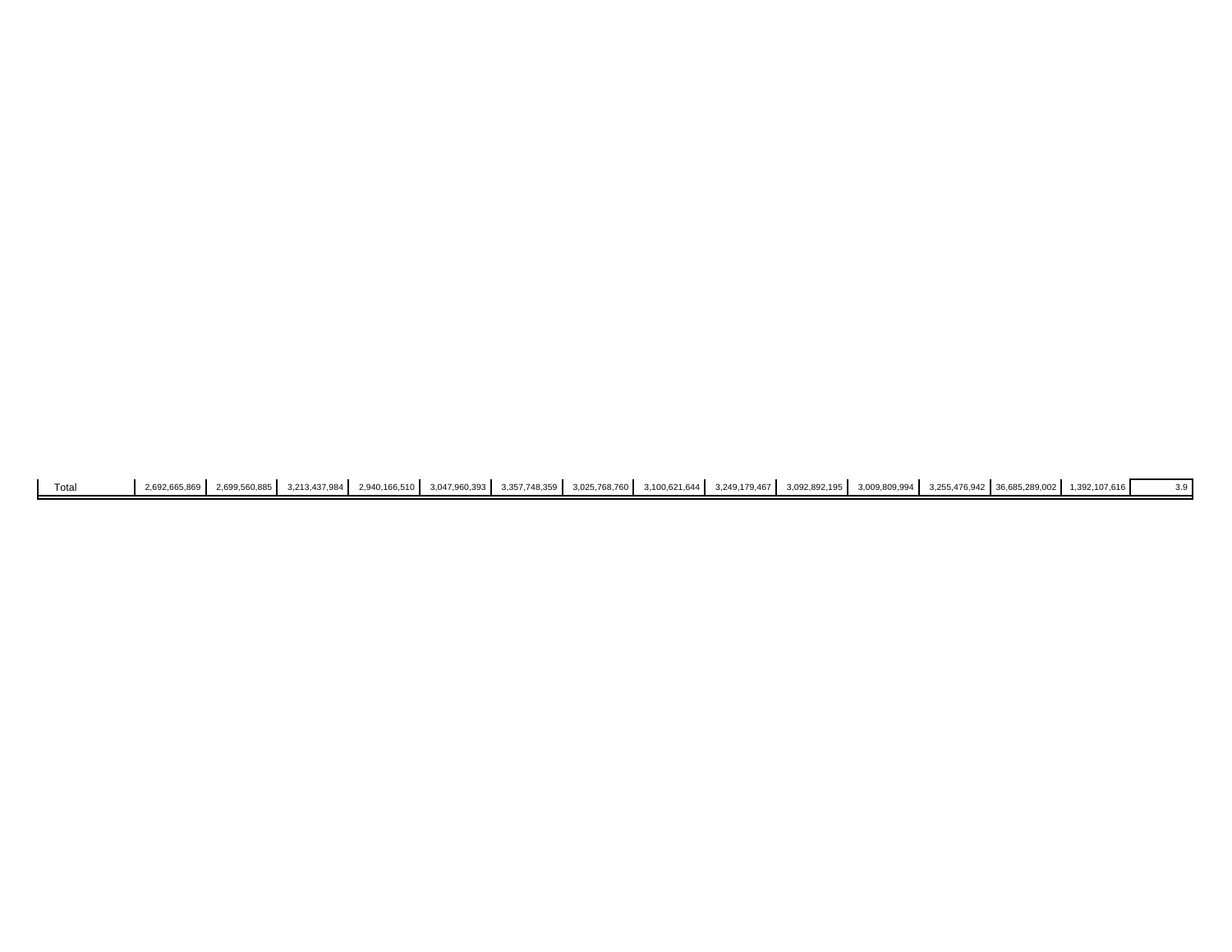| | | | | | | | | | | | | | | | |
|---|---|---|---|---|---|---|---|---|---|---|---|---|---|---|---|
| Total | 2,692,665,869 | 2,699,560,885 | 3,213,437,984 | 2,940,166,510 | 3,047,960,393 | 3,357,748,359 | 3,025,768,760 | 3,100,621,644 | 3,249,179,467 | 3,092,892,195 | 3,009,809,994 | 3,255,476,942 | 36,685,289,002 | 1,392,107,616 | 3.9 |